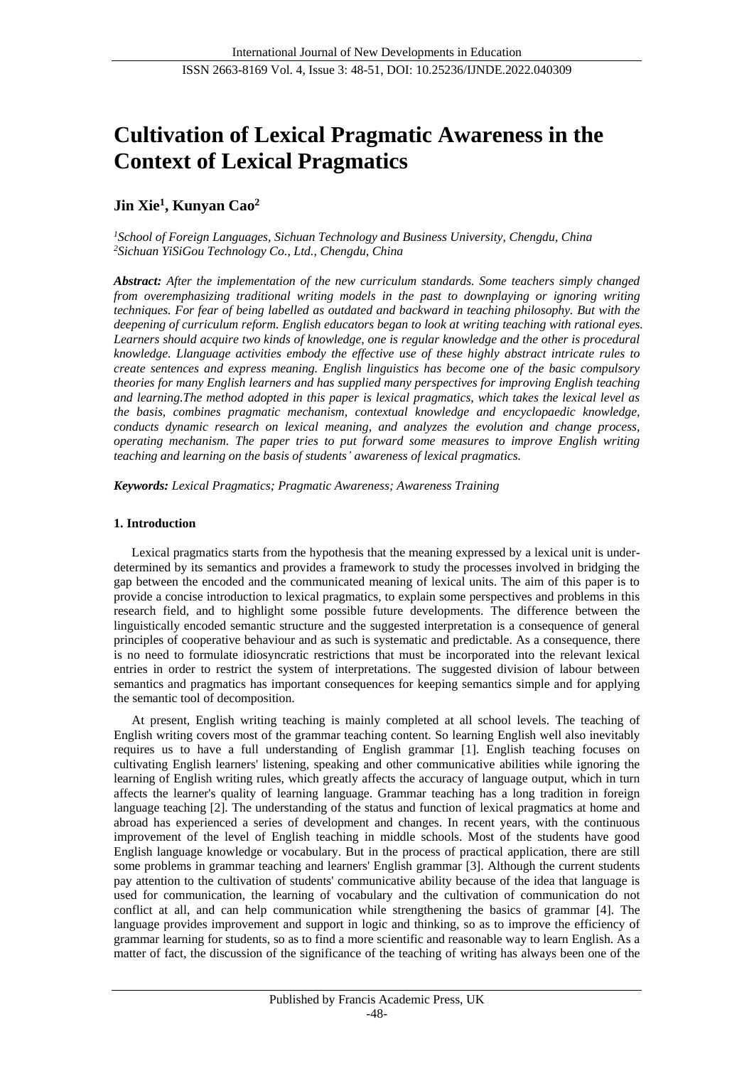# Cultivation of Lexical Pragmatic Awareness in the Context of Lexical Pragmatics

**Jin Xie[1], Kunyan Cao[2]**

*[1]School of Foreign Languages, Sichuan Technology and Business University, Chengdu, China*
*[2]Sichuan YiSiGou Technology Co., Ltd., Chengdu, China*

***Abstract:*** *After the implementation of the new curriculum standards. Some teachers simply changed from overemphasizing traditional writing models in the past to downplaying or ignoring writing techniques. For fear of being labelled as outdated and backward in teaching philosophy. But with the deepening of curriculum reform. English educators began to look at writing teaching with rational eyes. Learners should acquire two kinds of knowledge, one is regular knowledge and the other is procedural knowledge. Llanguage activities embody the effective use of these highly abstract intricate rules to create sentences and express meaning. English linguistics has become one of the basic compulsory theories for many English learners and has supplied many perspectives for improving English teaching and learning.The method adopted in this paper is lexical pragmatics, which takes the lexical level as the basis, combines pragmatic mechanism, contextual knowledge and encyclopaedic knowledge, conducts dynamic research on lexical meaning, and analyzes the evolution and change process, operating mechanism. The paper tries to put forward some measures to improve English writing teaching and learning on the basis of students' awareness of lexical pragmatics.*

***Keywords:*** *Lexical Pragmatics; Pragmatic Awareness; Awareness Training*

## 1. Introduction

Lexical pragmatics starts from the hypothesis that the meaning expressed by a lexical unit is under-determined by its semantics and provides a framework to study the processes involved in bridging the gap between the encoded and the communicated meaning of lexical units. The aim of this paper is to provide a concise introduction to lexical pragmatics, to explain some perspectives and problems in this research field, and to highlight some possible future developments. The difference between the linguistically encoded semantic structure and the suggested interpretation is a consequence of general principles of cooperative behaviour and as such is systematic and predictable. As a consequence, there is no need to formulate idiosyncratic restrictions that must be incorporated into the relevant lexical entries in order to restrict the system of interpretations. The suggested division of labour between semantics and pragmatics has important consequences for keeping semantics simple and for applying the semantic tool of decomposition.

At present, English writing teaching is mainly completed at all school levels. The teaching of English writing covers most of the grammar teaching content. So learning English well also inevitably requires us to have a full understanding of English grammar [1]. English teaching focuses on cultivating English learners' listening, speaking and other communicative abilities while ignoring the learning of English writing rules, which greatly affects the accuracy of language output, which in turn affects the learner's quality of learning language. Grammar teaching has a long tradition in foreign language teaching [2]. The understanding of the status and function of lexical pragmatics at home and abroad has experienced a series of development and changes. In recent years, with the continuous improvement of the level of English teaching in middle schools. Most of the students have good English language knowledge or vocabulary. But in the process of practical application, there are still some problems in grammar teaching and learners' English grammar [3]. Although the current students pay attention to the cultivation of students' communicative ability because of the idea that language is used for communication, the learning of vocabulary and the cultivation of communication do not conflict at all, and can help communication while strengthening the basics of grammar [4]. The language provides improvement and support in logic and thinking, so as to improve the efficiency of grammar learning for students, so as to find a more scientific and reasonable way to learn English. As a matter of fact, the discussion of the significance of the teaching of writing has always been one of the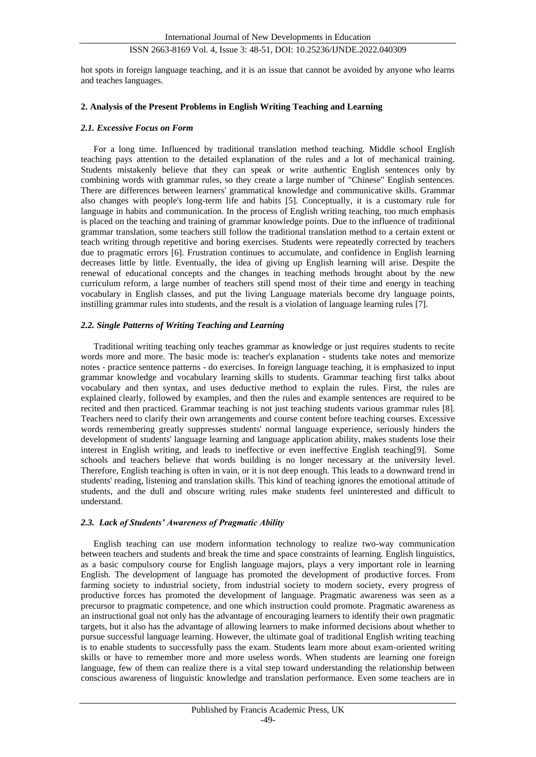hot spots in foreign language teaching, and it is an issue that cannot be avoided by anyone who learns and teaches languages.

## 2. Analysis of the Present Problems in English Writing Teaching and Learning

### *2.1. Excessive Focus on Form*

For a long time. Influenced by traditional translation method teaching. Middle school English teaching pays attention to the detailed explanation of the rules and a lot of mechanical training. Students mistakenly believe that they can speak or write authentic English sentences only by combining words with grammar rules, so they create a large number of "Chinese" English sentences. There are differences between learners' grammatical knowledge and communicative skills. Grammar also changes with people's long-term life and habits [5]. Conceptually, it is a customary rule for language in habits and communication. In the process of English writing teaching, too much emphasis is placed on the teaching and training of grammar knowledge points. Due to the influence of traditional grammar translation, some teachers still follow the traditional translation method to a certain extent or teach writing through repetitive and boring exercises. Students were repeatedly corrected by teachers due to pragmatic errors [6]. Frustration continues to accumulate, and confidence in English learning decreases little by little. Eventually, the idea of giving up English learning will arise. Despite the renewal of educational concepts and the changes in teaching methods brought about by the new curriculum reform, a large number of teachers still spend most of their time and energy in teaching vocabulary in English classes, and put the living Language materials become dry language points, instilling grammar rules into students, and the result is a violation of language learning rules [7].

### *2.2. Single Patterns of Writing Teaching and Learning*

Traditional writing teaching only teaches grammar as knowledge or just requires students to recite words more and more. The basic mode is: teacher's explanation - students take notes and memorize notes - practice sentence patterns - do exercises. In foreign language teaching, it is emphasized to input grammar knowledge and vocabulary learning skills to students. Grammar teaching first talks about vocabulary and then syntax, and uses deductive method to explain the rules. First, the rules are explained clearly, followed by examples, and then the rules and example sentences are required to be recited and then practiced. Grammar teaching is not just teaching students various grammar rules [8]. Teachers need to clarify their own arrangements and course content before teaching courses. Excessive words remembering greatly suppresses students' normal language experience, seriously hinders the development of students' language learning and language application ability, makes students lose their interest in English writing, and leads to ineffective or even ineffective English teaching[9]. Some schools and teachers believe that words building is no longer necessary at the university level. Therefore, English teaching is often in vain, or it is not deep enough. This leads to a downward trend in students' reading, listening and translation skills. This kind of teaching ignores the emotional attitude of students, and the dull and obscure writing rules make students feel uninterested and difficult to understand.

### *2.3. Lack of Students' Awareness of Pragmatic Ability*

English teaching can use modern information technology to realize two-way communication between teachers and students and break the time and space constraints of learning. English linguistics, as a basic compulsory course for English language majors, plays a very important role in learning English. The development of language has promoted the development of productive forces. From farming society to industrial society, from industrial society to modern society, every progress of productive forces has promoted the development of language. Pragmatic awareness was seen as a precursor to pragmatic competence, and one which instruction could promote. Pragmatic awareness as an instructional goal not only has the advantage of encouraging learners to identify their own pragmatic targets, but it also has the advantage of allowing learners to make informed decisions about whether to pursue successful language learning. However, the ultimate goal of traditional English writing teaching is to enable students to successfully pass the exam. Students learn more about exam-oriented writing skills or have to remember more and more useless words. When students are learning one foreign language, few of them can realize there is a vital step toward understanding the relationship between conscious awareness of linguistic knowledge and translation performance. Even some teachers are in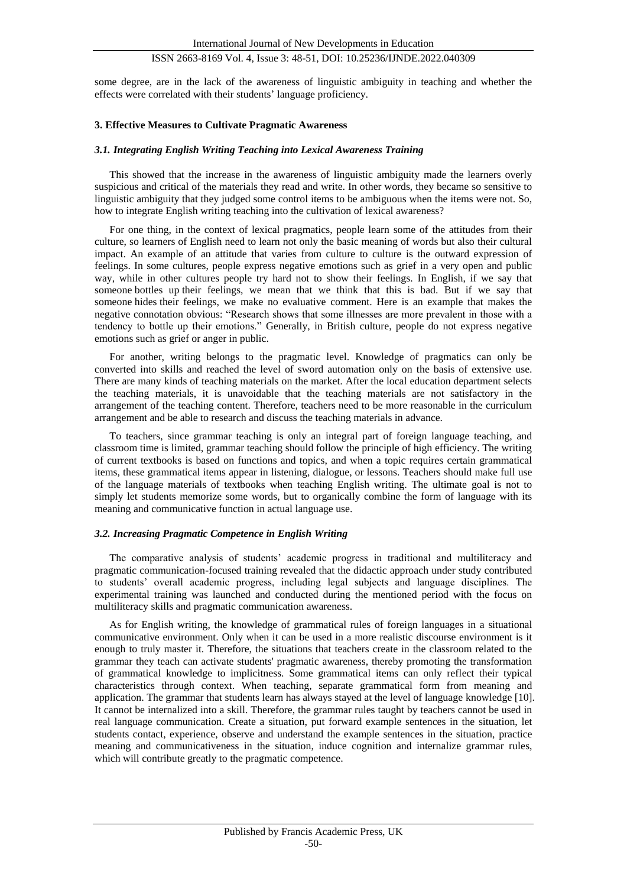some degree, are in the lack of the awareness of linguistic ambiguity in teaching and whether the effects were correlated with their students' language proficiency.

## 3. Effective Measures to Cultivate Pragmatic Awareness

### *3.1. Integrating English Writing Teaching into Lexical Awareness Training*

This showed that the increase in the awareness of linguistic ambiguity made the learners overly suspicious and critical of the materials they read and write. In other words, they became so sensitive to linguistic ambiguity that they judged some control items to be ambiguous when the items were not. So, how to integrate English writing teaching into the cultivation of lexical awareness?

For one thing, in the context of lexical pragmatics, people learn some of the attitudes from their culture, so learners of English need to learn not only the basic meaning of words but also their cultural impact. An example of an attitude that varies from culture to culture is the outward expression of feelings. In some cultures, people express negative emotions such as grief in a very open and public way, while in other cultures people try hard not to show their feelings. In English, if we say that someone bottles up their feelings, we mean that we think that this is bad. But if we say that someone hides their feelings, we make no evaluative comment. Here is an example that makes the negative connotation obvious: "Research shows that some illnesses are more prevalent in those with a tendency to bottle up their emotions." Generally, in British culture, people do not express negative emotions such as grief or anger in public.

For another, writing belongs to the pragmatic level. Knowledge of pragmatics can only be converted into skills and reached the level of sword automation only on the basis of extensive use. There are many kinds of teaching materials on the market. After the local education department selects the teaching materials, it is unavoidable that the teaching materials are not satisfactory in the arrangement of the teaching content. Therefore, teachers need to be more reasonable in the curriculum arrangement and be able to research and discuss the teaching materials in advance.

To teachers, since grammar teaching is only an integral part of foreign language teaching, and classroom time is limited, grammar teaching should follow the principle of high efficiency. The writing of current textbooks is based on functions and topics, and when a topic requires certain grammatical items, these grammatical items appear in listening, dialogue, or lessons. Teachers should make full use of the language materials of textbooks when teaching English writing. The ultimate goal is not to simply let students memorize some words, but to organically combine the form of language with its meaning and communicative function in actual language use.

### *3.2. Increasing Pragmatic Competence in English Writing*

The comparative analysis of students' academic progress in traditional and multiliteracy and pragmatic communication-focused training revealed that the didactic approach under study contributed to students' overall academic progress, including legal subjects and language disciplines. The experimental training was launched and conducted during the mentioned period with the focus on multiliteracy skills and pragmatic communication awareness.

As for English writing, the knowledge of grammatical rules of foreign languages in a situational communicative environment. Only when it can be used in a more realistic discourse environment is it enough to truly master it. Therefore, the situations that teachers create in the classroom related to the grammar they teach can activate students' pragmatic awareness, thereby promoting the transformation of grammatical knowledge to implicitness. Some grammatical items can only reflect their typical characteristics through context. When teaching, separate grammatical form from meaning and application. The grammar that students learn has always stayed at the level of language knowledge [10]. It cannot be internalized into a skill. Therefore, the grammar rules taught by teachers cannot be used in real language communication. Create a situation, put forward example sentences in the situation, let students contact, experience, observe and understand the example sentences in the situation, practice meaning and communicativeness in the situation, induce cognition and internalize grammar rules, which will contribute greatly to the pragmatic competence.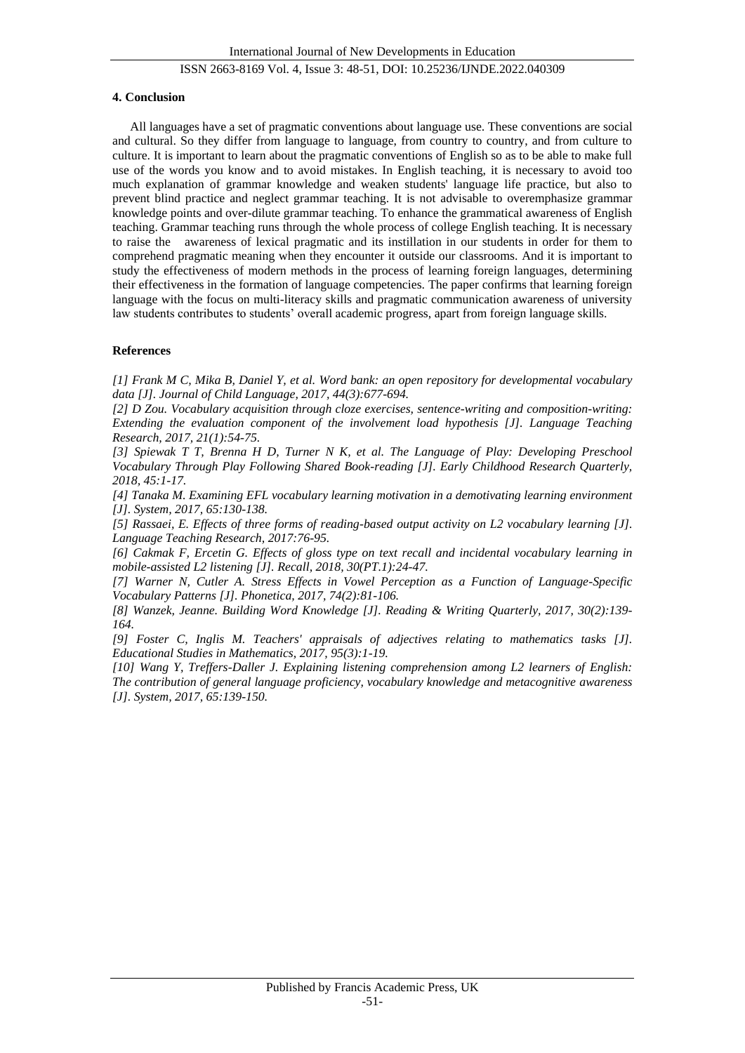## 4. Conclusion

All languages have a set of pragmatic conventions about language use. These conventions are social and cultural. So they differ from language to language, from country to country, and from culture to culture. It is important to learn about the pragmatic conventions of English so as to be able to make full use of the words you know and to avoid mistakes. In English teaching, it is necessary to avoid too much explanation of grammar knowledge and weaken students' language life practice, but also to prevent blind practice and neglect grammar teaching. It is not advisable to overemphasize grammar knowledge points and over-dilute grammar teaching. To enhance the grammatical awareness of English teaching. Grammar teaching runs through the whole process of college English teaching. It is necessary to raise the awareness of lexical pragmatic and its instillation in our students in order for them to comprehend pragmatic meaning when they encounter it outside our classrooms. And it is important to study the effectiveness of modern methods in the process of learning foreign languages, determining their effectiveness in the formation of language competencies. The paper confirms that learning foreign language with the focus on multi-literacy skills and pragmatic communication awareness of university law students contributes to students' overall academic progress, apart from foreign language skills.

## References

*[1] Frank M C, Mika B, Daniel Y, et al. Word bank: an open repository for developmental vocabulary data [J]. Journal of Child Language, 2017, 44(3):677-694.*

*[2] D Zou. Vocabulary acquisition through cloze exercises, sentence-writing and composition-writing: Extending the evaluation component of the involvement load hypothesis [J]. Language Teaching Research, 2017, 21(1):54-75.*

*[3] Spiewak T T, Brenna H D, Turner N K, et al. The Language of Play: Developing Preschool Vocabulary Through Play Following Shared Book-reading [J]. Early Childhood Research Quarterly, 2018, 45:1-17.*

*[4] Tanaka M. Examining EFL vocabulary learning motivation in a demotivating learning environment [J]. System, 2017, 65:130-138.*

*[5] Rassaei, E. Effects of three forms of reading-based output activity on L2 vocabulary learning [J]. Language Teaching Research, 2017:76-95.*

*[6] Cakmak F, Ercetin G. Effects of gloss type on text recall and incidental vocabulary learning in mobile-assisted L2 listening [J]. Recall, 2018, 30(PT.1):24-47.*

*[7] Warner N, Cutler A. Stress Effects in Vowel Perception as a Function of Language-Specific Vocabulary Patterns [J]. Phonetica, 2017, 74(2):81-106.*

*[8] Wanzek, Jeanne. Building Word Knowledge [J]. Reading & Writing Quarterly, 2017, 30(2):139-164.*

*[9] Foster C, Inglis M. Teachers' appraisals of adjectives relating to mathematics tasks [J]. Educational Studies in Mathematics, 2017, 95(3):1-19.*

*[10] Wang Y, Treffers-Daller J. Explaining listening comprehension among L2 learners of English: The contribution of general language proficiency, vocabulary knowledge and metacognitive awareness [J]. System, 2017, 65:139-150.*